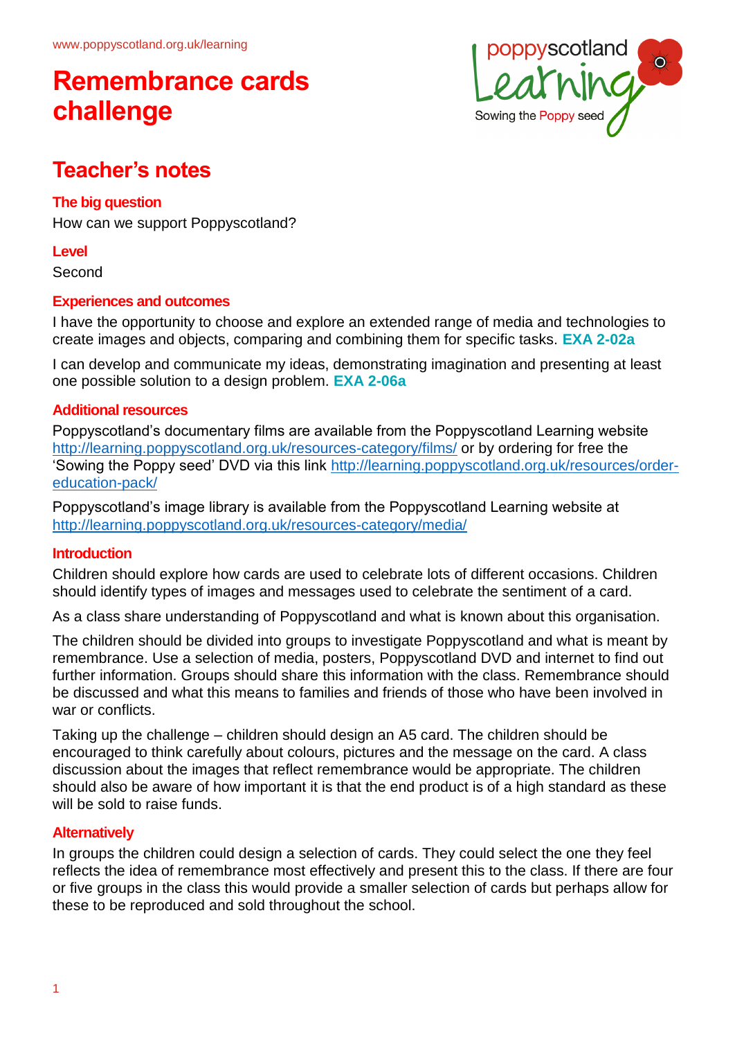www.poppyscotland.org.uk/learning

# Remembrance cards challenge

## Teacher's notes

### The big question

How can we support Poppyscotland?

### Level

Second

### Experiences and outcomes

I have the opportunity to choose and explore an extended range of media and technologies to create images and objects, comparing and combining them for specific tasks. **EXA 2-02a**

I can develop and communicate my ideas, demonstrating imagination and presenting at least one possible solution to a design problem. **EXA 2-06a**

### Additional resources

Poppyscotland's documentary films are available from the Poppyscotland Learning website http://learning.poppyscotland.org.uk/resources-category/films/ or by ordering for free the 'Sowing the Poppy seed' DVD via this link http://learning.poppyscotland.org.uk/resources/order-education-pack/

Poppyscotland's image library is available from the Poppyscotland Learning website at http://learning.poppyscotland.org.uk/resources-category/media/

### Introduction

Children should explore how cards are used to celebrate lots of different occasions. Children should identify types of images and messages used to celebrate the sentiment of a card.

As a class share understanding of Poppyscotland and what is known about this organisation.

The children should be divided into groups to investigate Poppyscotland and what is meant by remembrance. Use a selection of media, posters, Poppyscotland DVD and internet to find out further information. Groups should share this information with the class. Remembrance should be discussed and what this means to families and friends of those who have been involved in war or conflicts.

Taking up the challenge – children should design an A5 card. The children should be encouraged to think carefully about colours, pictures and the message on the card. A class discussion about the images that reflect remembrance would be appropriate. The children should also be aware of how important it is that the end product is of a high standard as these will be sold to raise funds.

### Alternatively

In groups the children could design a selection of cards. They could select the one they feel reflects the idea of remembrance most effectively and present this to the class. If there are four or five groups in the class this would provide a smaller selection of cards but perhaps allow for these to be reproduced and sold throughout the school.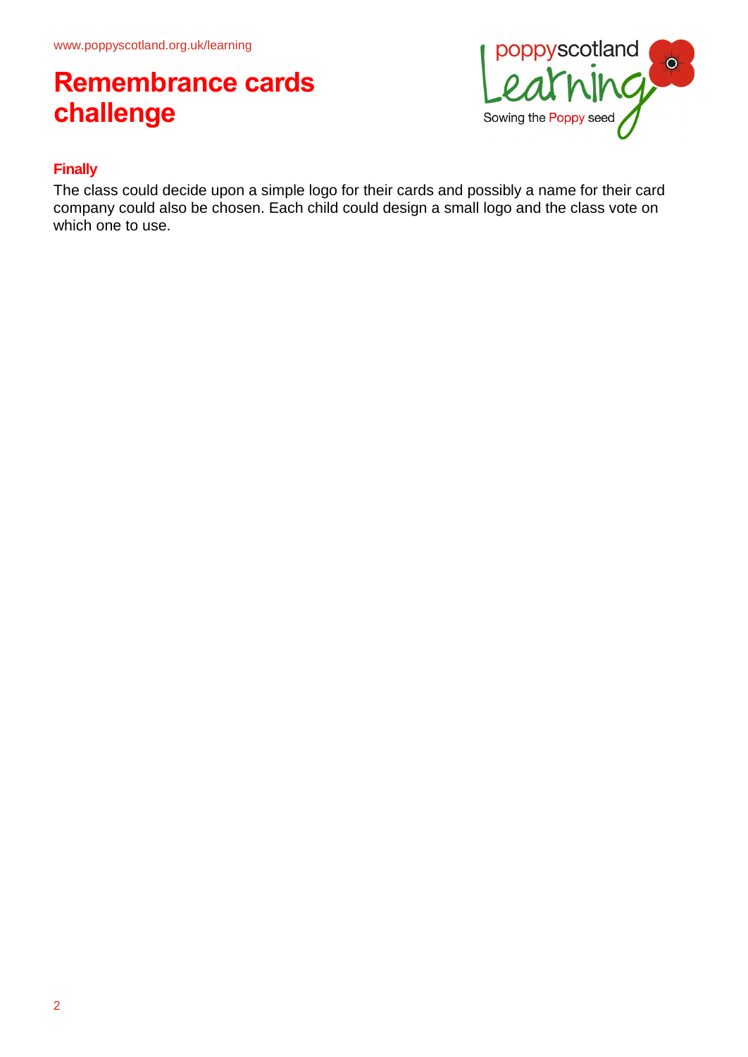# Remembrance cards challenge

### Finally

The class could decide upon a simple logo for their cards and possibly a name for their card company could also be chosen. Each child could design a small logo and the class vote on which one to use.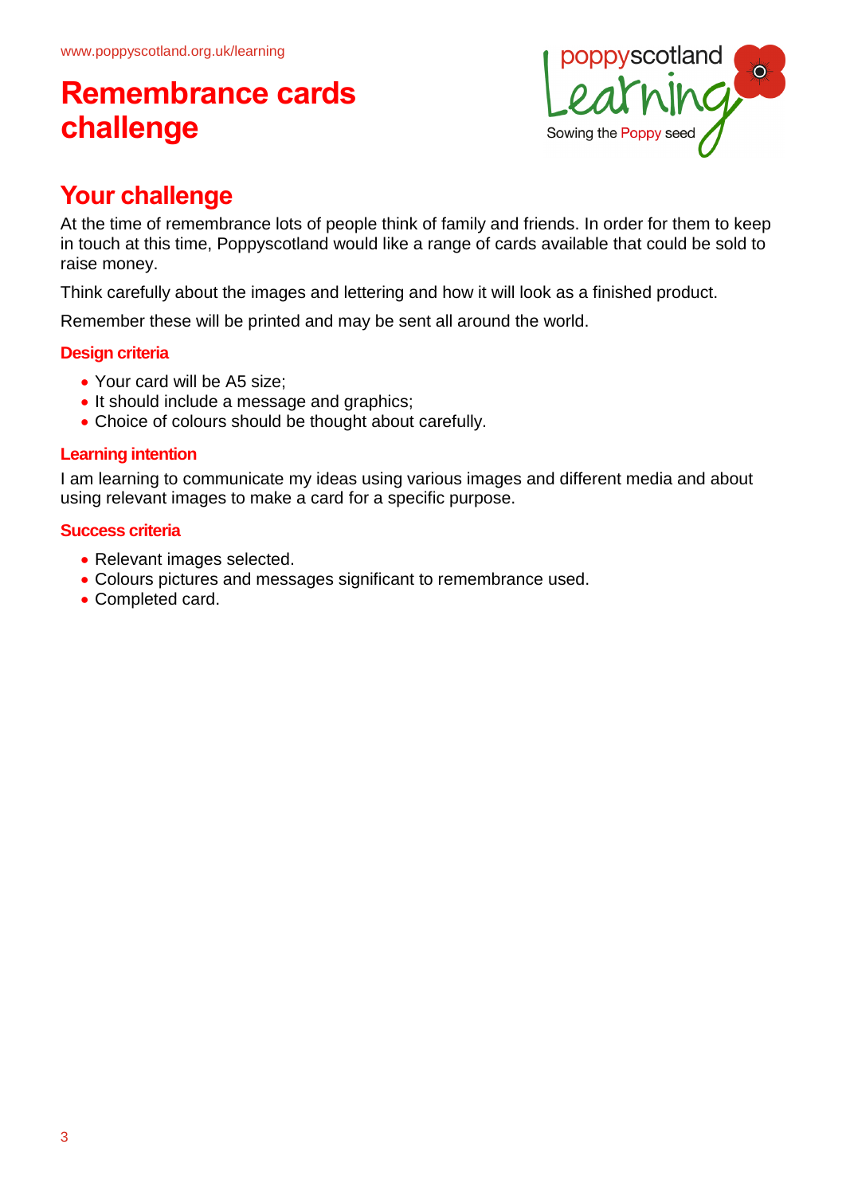# Remembrance cards challenge

## Your challenge

At the time of remembrance lots of people think of family and friends. In order for them to keep in touch at this time, Poppyscotland would like a range of cards available that could be sold to raise money.

Think carefully about the images and lettering and how it will look as a finished product.

Remember these will be printed and may be sent all around the world.

### Design criteria

- Your card will be A5 size;
- It should include a message and graphics;
- Choice of colours should be thought about carefully.

### Learning intention

I am learning to communicate my ideas using various images and different media and about using relevant images to make a card for a specific purpose.

### Success criteria

- Relevant images selected.
- Colours pictures and messages significant to remembrance used.
- Completed card.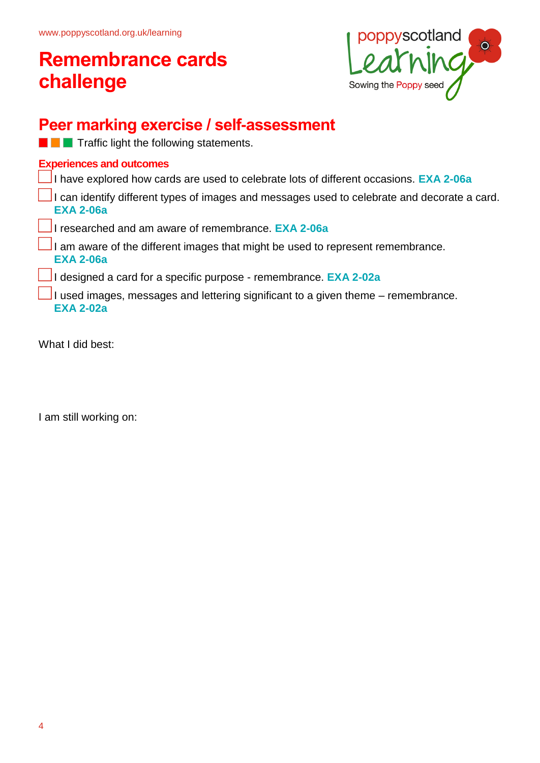www.poppyscotland.org.uk/learning

# Remembrance cards challenge

poppyscotland Learning
Sowing the Poppy seed

## Peer marking exercise / self-assessment

Traffic light the following statements.

### Experiences and outcomes

- ☐ I have explored how cards are used to celebrate lots of different occasions. **EXA 2-06a**
- ☐ I can identify different types of images and messages used to celebrate and decorate a card. **EXA 2-06a**
- ☐ I researched and am aware of remembrance. **EXA 2-06a**
- ☐ I am aware of the different images that might be used to represent remembrance. **EXA 2-06a**
- ☐ I designed a card for a specific purpose - remembrance. **EXA 2-02a**
- ☐ I used images, messages and lettering significant to a given theme – remembrance. **EXA 2-02a**

What I did best:

I am still working on: